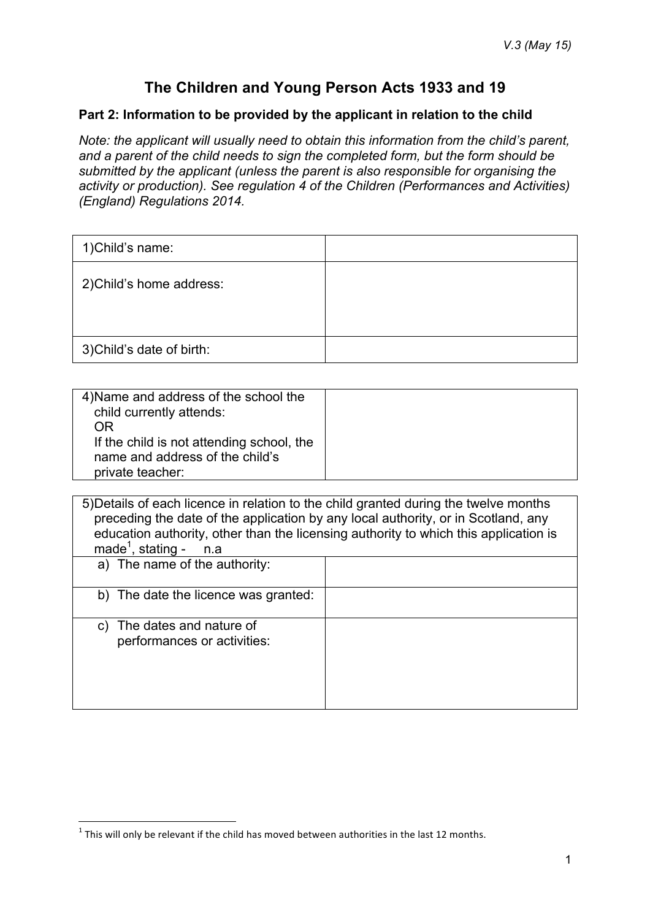*V.3 (May 15)*

# The Children and Young Person Acts 1933 and 19

**Part 2: Information to be provided by the applicant in relation to the child**

*Note: the applicant will usually need to obtain this information from the child's parent, and a parent of the child needs to sign the completed form, but the form should be submitted by the applicant (unless the parent is also responsible for organising the activity or production). See regulation 4 of the Children (Performances and Activities) (England) Regulations 2014.*

| | |
|---|---|
| 1)Child's name: | |
| 2)Child's home address: | |
| 3)Child's date of birth: | |

| | |
|---|---|
| 4)Name and address of the school the child currently attends:<br>OR<br>If the child is not attending school, the name and address of the child's private teacher: | |

| 5)Details of each licence in relation to the child granted during the twelve months preceding the date of the application by any local authority, or in Scotland, any education authority, other than the licensing authority to which this application is made[1], stating - n.a | |
|---|---|
| a) The name of the authority: | |
| b) The date the licence was granted: | |
| c) The dates and nature of performances or activities: | |

[1] This will only be relevant if the child has moved between authorities in the last 12 months.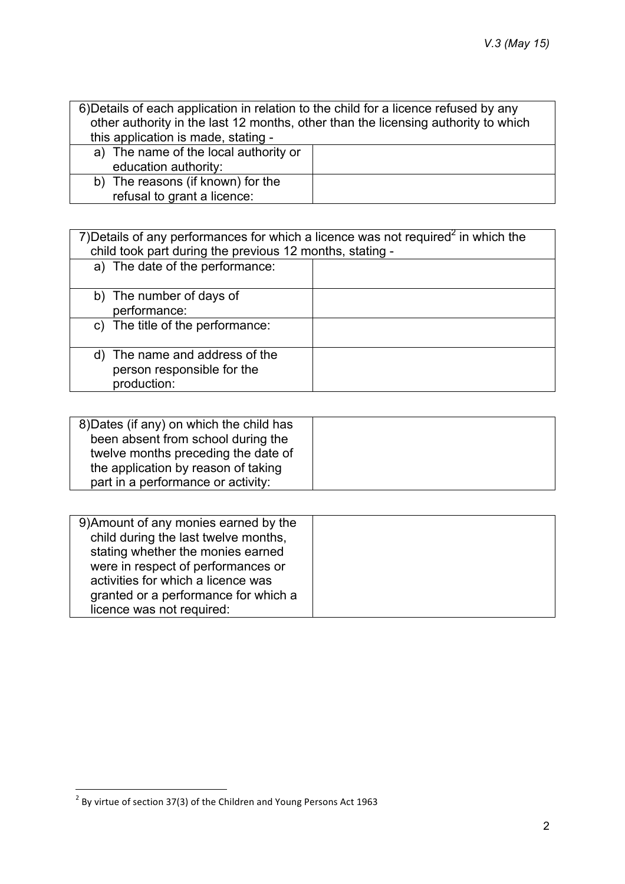| 6) Details of each application in relation to the child for a licence refused by any other authority in the last 12 months, other than the licensing authority to which this application is made, stating - | |
|---|---|
| a) The name of the local authority or education authority: | |
| b) The reasons (if known) for the refusal to grant a licence: | |

| 7) Details of any performances for which a licence was not required[2] in which the child took part during the previous 12 months, stating - | |
|---|---|
| a) The date of the performance: | |
| b) The number of days of performance: | |
| c) The title of the performance: | |
| d) The name and address of the person responsible for the production: | |

| 8) Dates (if any) on which the child has been absent from school during the twelve months preceding the date of the application by reason of taking part in a performance or activity: | |
|---|---|

| 9) Amount of any monies earned by the child during the last twelve months, stating whether the monies earned were in respect of performances or activities for which a licence was granted or a performance for which a licence was not required: | |
|---|---|

[2] By virtue of section 37(3) of the Children and Young Persons Act 1963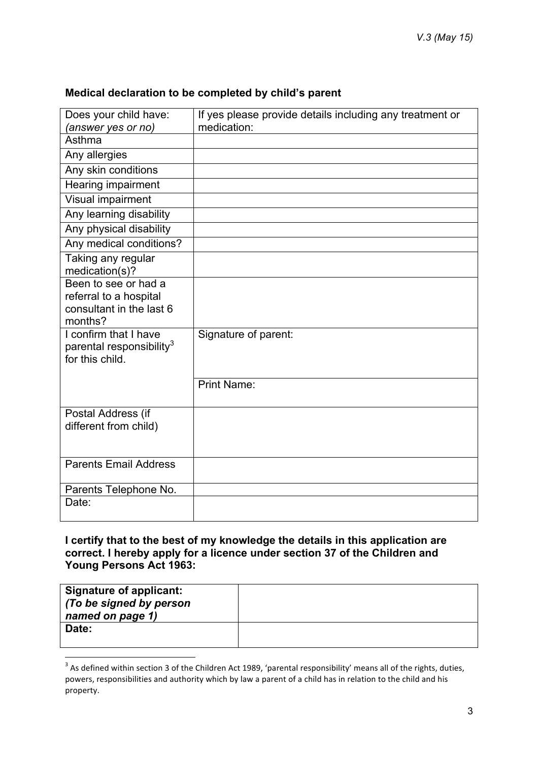**Medical declaration to be completed by child's parent**

| Does your child have: *(answer yes or no)* | If yes please provide details including any treatment or medication: |
|---|---|
| Asthma | |
| Any allergies | |
| Any skin conditions | |
| Hearing impairment | |
| Visual impairment | |
| Any learning disability | |
| Any physical disability | |
| Any medical conditions? | |
| Taking any regular medication(s)? | |
| Been to see or had a referral to a hospital consultant in the last 6 months? | |
| I confirm that I have parental responsibility[3] for this child. | Signature of parent: |
| | Print Name: |
| Postal Address (if different from child) | |
| Parents Email Address | |
| Parents Telephone No. | |
| Date: | |

**I certify that to the best of my knowledge the details in this application are correct. I hereby apply for a licence under section 37 of the Children and Young Persons Act 1963:**

| **Signature of applicant:** ***(To be signed by person named on page 1)*** | |
|---|---|
| **Date:** | |

[3] As defined within section 3 of the Children Act 1989, 'parental responsibility' means all of the rights, duties, powers, responsibilities and authority which by law a parent of a child has in relation to the child and his property.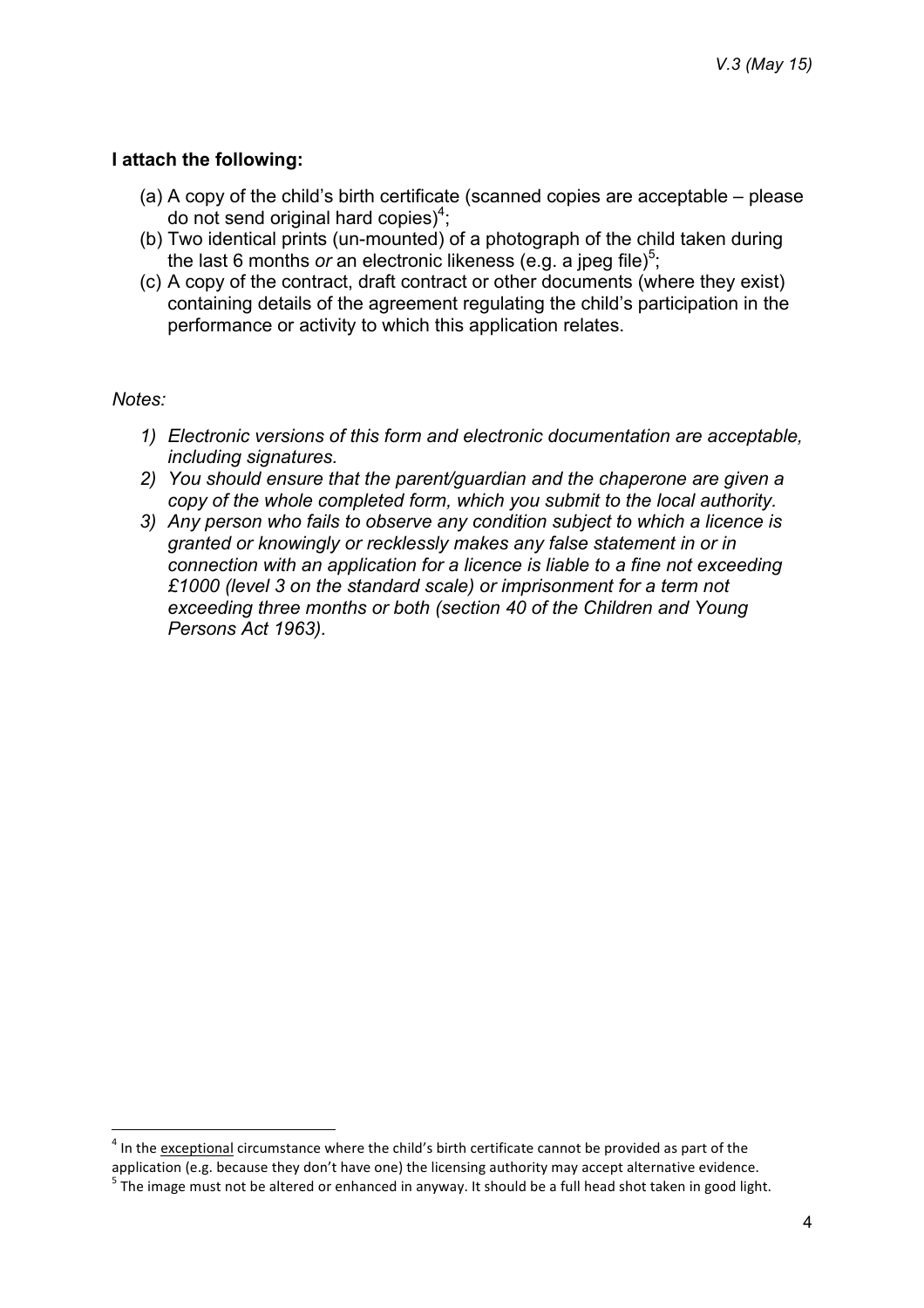**I attach the following:**

(a) A copy of the child's birth certificate (scanned copies are acceptable – please do not send original hard copies)[4];
(b) Two identical prints (un-mounted) of a photograph of the child taken during the last 6 months *or* an electronic likeness (e.g. a jpeg file)[5];
(c) A copy of the contract, draft contract or other documents (where they exist) containing details of the agreement regulating the child's participation in the performance or activity to which this application relates.

*Notes:*

1) *Electronic versions of this form and electronic documentation are acceptable, including signatures.*
2) *You should ensure that the parent/guardian and the chaperone are given a copy of the whole completed form, which you submit to the local authority.*
3) *Any person who fails to observe any condition subject to which a licence is granted or knowingly or recklessly makes any false statement in or in connection with an application for a licence is liable to a fine not exceeding £1000 (level 3 on the standard scale) or imprisonment for a term not exceeding three months or both (section 40 of the Children and Young Persons Act 1963).*

---

[4] In the exceptional circumstance where the child's birth certificate cannot be provided as part of the application (e.g. because they don't have one) the licensing authority may accept alternative evidence.

[5] The image must not be altered or enhanced in anyway. It should be a full head shot taken in good light.